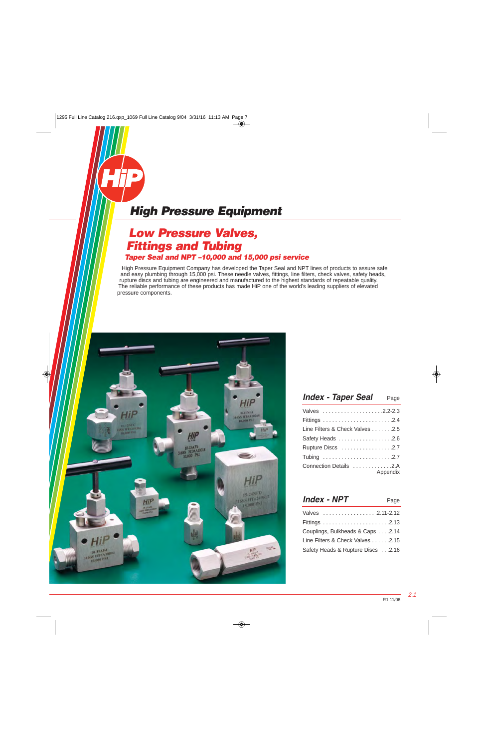# High Pressure Equipment

## Low Pressure Valves, Fittings and Tubing

### Taper Seal and NPT –10,000 and 15,000 psi service

High Pressure Equipment Company has developed the Taper Seal and NPT lines of products to assure safe and easy plumbing through 15,000 psi. These needle valves, fittings, line filters, check valves, safety heads, rupture discs and tubing are engineered and manufactured to the highest standards of repeatable quality. The reliable performance of these products has made HiP one of the world's leading suppliers of elevated pressure components.

| Index - Taper Seal | Page |
|---|---|
| Valves | 2.2-2.3 |
| Fittings | 2.4 |
| Line Filters & Check Valves | 2.5 |
| Safety Heads | 2.6 |
| Rupture Discs | 2.7 |
| Tubing | 2.7 |
| Connection Details | 2.A Appendix |

| Index - NPT | Page |
|---|---|
| Valves | 2.11-2.12 |
| Fittings | 2.13 |
| Couplings, Bulkheads & Caps | 2.14 |
| Line Filters & Check Valves | 2.15 |
| Safety Heads & Rupture Discs | 2.16 |

R1 11/06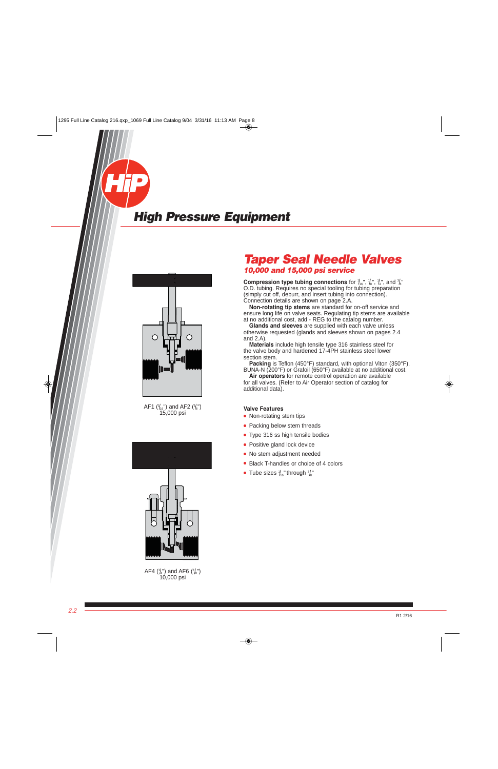# High Pressure Equipment

## Taper Seal Needle Valves

### *10,000 and 15,000 psi service*

**Compression type tubing connections** for $^1/_{16}$", $^1/_8$", $^1/_4$", and $^3/_8$" O.D. tubing. Requires no special tooling for tubing preparation (simply cut off, deburr, and insert tubing into connection). Connection details are shown on page 2.A.

**Non-rotating tip stems** are standard for on-off service and ensure long life on valve seats. Regulating tip stems are available at no additional cost, add - REG to the catalog number.

**Glands and sleeves** are supplied with each valve unless otherwise requested (glands and sleeves shown on pages 2.4 and 2.A).

**Materials** include high tensile type 316 stainless steel for the valve body and hardened 17-4PH stainless steel lower section stem.

**Packing** is Teflon (450°F) standard, with optional Viton (350°F), BUNA-N (200°F) or Grafoil (650°F) available at no additional cost.

**Air operators** for remote control operation are available for all valves. (Refer to Air Operator section of catalog for additional data).

AF1 ($^1/_{16}$") and AF2 ($^1/_8$")
15,000 psi

AF4 ($^1/_4$") and AF6 ($^3/_8$")
10,000 psi

**Valve Features**

- Non-rotating stem tips
- Packing below stem threads
- Type 316 ss high tensile bodies
- Positive gland lock device
- No stem adjustment needed
- Black T-handles or choice of 4 colors
- Tube sizes $^1/_{16}$" through $^3/_8$"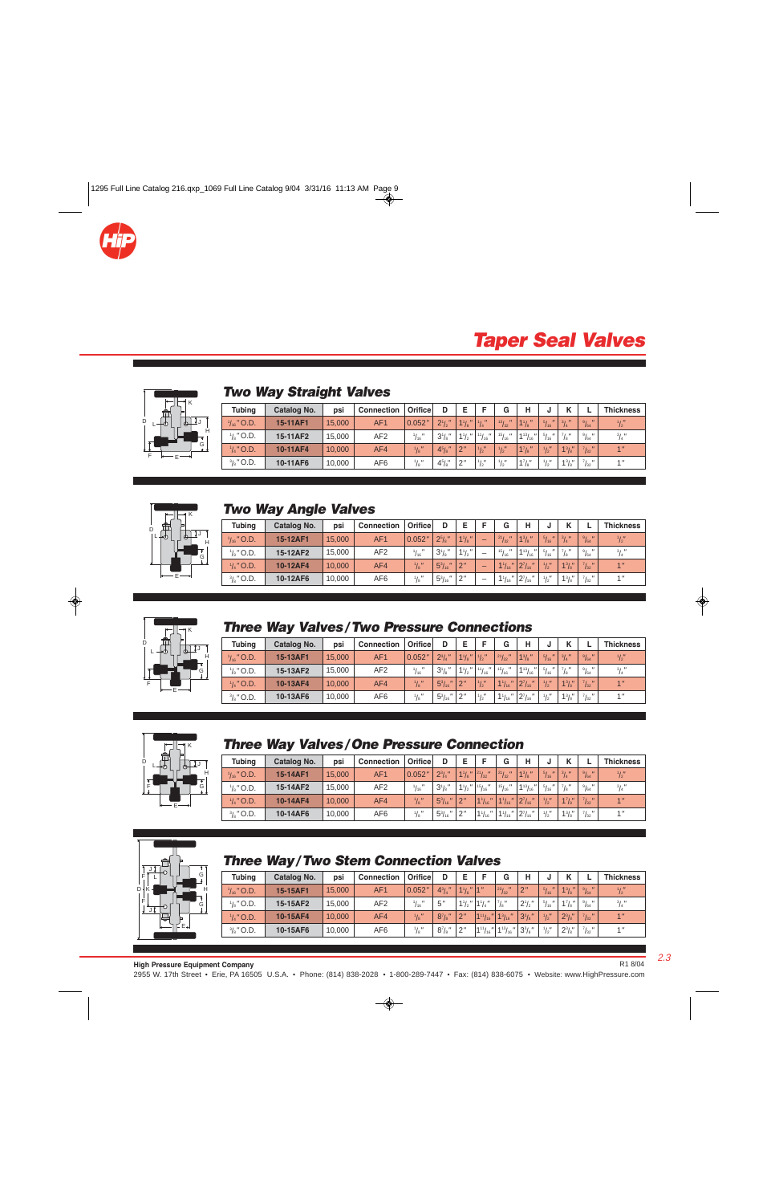# Taper Seal Valves

## Two Way Straight Valves

| Tubing | Catalog No. | psi | Connection | Orifice | D | E | F | G | H | J | K | L | Thickness |
|---|---|---|---|---|---|---|---|---|---|---|---|---|---|
| 1/16" O.D. | 15-11AF1 | 15,000 | AF1 | 0.052" | 2 1/2" | 1 3/8" | 1/8" | 13/32" | 1 1/8" | 5/16" | 3/4" | 9/64" | 1/2" |
| 1/8" O.D. | 15-11AF2 | 15,000 | AF2 | 3/32" | 3 1/8" | 1 1/2" | 11/16" | 15/16" | 1 13/16" | 5/16" | 7/8" | 9/64" | 3/4" |
| 1/4" O.D. | 10-11AF4 | 10,000 | AF4 | 1/8" | 4 3/8" | 2" | 1/2" | 1/2" | 1 1/8" | 1/2" | 1 3/8" | 7/32" | 1" |
| 3/8" O.D. | 10-11AF6 | 10,000 | AF6 | 1/8" | 4 3/8" | 2" | 1/2" | 1/2" | 1 1/8" | 1/2" | 1 3/8" | 7/32" | 1" |

## Two Way Angle Valves

| Tubing | Catalog No. | psi | Connection | Orifice | D | E | F | G | H | J | K | L | Thickness |
|---|---|---|---|---|---|---|---|---|---|---|---|---|---|
| 1/16" O.D. | 15-12AF1 | 15,000 | AF1 | 0.052" | 2 5/8" | 1 3/8" | – | 21/32" | 1 1/8" | 5/16" | 3/4" | 9/64" | 1/2" |
| 1/8" O.D. | 15-12AF2 | 15,000 | AF2 | 3/32" | 3 1/8" | 1 1/2" | – | 15/16" | 1 13/16" | 5/16" | 7/8" | 9/64" | 3/4" |
| 1/4" O.D. | 10-12AF4 | 10,000 | AF4 | 1/8" | 5 3/16" | 2" | – | 1 1/16" | 2 7/16" | 1/2" | 1 3/8" | 7/32" | 1" |
| 3/8" O.D. | 10-12AF6 | 10,000 | AF6 | 1/8" | 5 3/16" | 2" | – | 1 1/16" | 2 7/16" | 1/2" | 1 3/8" | 7/32" | 1" |

## Three Way Valves/Two Pressure Connections

| Tubing | Catalog No. | psi | Connection | Orifice | D | E | F | G | H | J | K | L | Thickness |
|---|---|---|---|---|---|---|---|---|---|---|---|---|---|
| 1/16" O.D. | 15-13AF1 | 15,000 | AF1 | 0.052" | 2 5/8" | 1 3/8" | 1/2" | 21/32" | 1 1/8" | 5/16" | 3/4" | 9/64" | 1/2" |
| 1/8" O.D. | 15-13AF2 | 15,000 | AF2 | 3/32" | 3 1/8" | 1 1/2" | 11/16" | 15/16" | 1 13/16" | 5/16" | 7/8" | 9/64" | 3/4" |
| 1/4" O.D. | 10-13AF4 | 10,000 | AF4 | 1/8" | 5 3/16" | 2" | 1/2" | 1 1/16" | 2 7/16" | 1/2" | 1 3/8" | 7/32" | 1" |
| 3/8" O.D. | 10-13AF6 | 10,000 | AF6 | 1/8" | 5 3/16" | 2" | 1/2" | 1 1/16" | 2 7/16" | 1/2" | 1 3/8" | 7/32" | 1" |

## Three Way Valves/One Pressure Connection

| Tubing | Catalog No. | psi | Connection | Orifice | D | E | F | G | H | J | K | L | Thickness |
|---|---|---|---|---|---|---|---|---|---|---|---|---|---|
| 1/16" O.D. | 15-14AF1 | 15,000 | AF1 | 0.052" | 2 5/8" | 1 3/8" | 21/32" | 21/32" | 1 1/8" | 5/16" | 3/4" | 9/64" | 1/2" |
| 1/8" O.D. | 15-14AF2 | 15,000 | AF2 | 3/32" | 3 1/8" | 1 1/2" | 15/16" | 15/16" | 1 13/16" | 5/16" | 7/8" | 9/64" | 3/4" |
| 1/4" O.D. | 10-14AF4 | 10,000 | AF4 | 1/8" | 5 3/16" | 2" | 1 1/16" | 1 1/16" | 2 7/16" | 1/2" | 1 3/8" | 7/32" | 1" |
| 3/8" O.D. | 10-14AF6 | 10,000 | AF6 | 1/8" | 5 3/16" | 2" | 1 1/16" | 1 1/16" | 2 7/16" | 1/2" | 1 3/8" | 7/32" | 1" |

## Three Way/Two Stem Connection Valves

| Tubing | Catalog No. | psi | Connection | Orifice | D | E | F | G | H | J | K | L | Thickness |
|---|---|---|---|---|---|---|---|---|---|---|---|---|---|
| 1/16" O.D. | 15-15AF1 | 15,000 | AF1 | 0.052" | 4 5/8" | 1 3/8" | 1" | 21/32" | 2" | 5/16" | 1 3/8" | 9/64" | 1/2" |
| 1/8" O.D. | 15-15AF2 | 15,000 | AF2 | 3/32" | 5" | 1 1/2" | 1 1/8" | 7/8" | 2 1/2" | 5/16" | 1 7/8" | 9/64" | 3/4" |
| 1/4" O.D. | 10-15AF4 | 10,000 | AF4 | 1/8" | 8 7/8" | 2" | 1 11/16" | 1 13/16" | 3 3/8" | 1/2" | 2 5/8" | 7/32" | 1" |
| 3/8" O.D. | 10-15AF6 | 10,000 | AF6 | 1/8" | 8 7/8" | 2" | 1 11/16" | 1 13/16" | 3 3/8" | 1/2" | 2 5/8" | 7/32" | 1" |

**High Pressure Equipment Company**

R1 8/04

2955 W. 17th Street • Erie, PA 16505 U.S.A. • Phone: (814) 838-2028 • 1-800-289-7447 • Fax: (814) 838-6075 • Website: www.HighPressure.com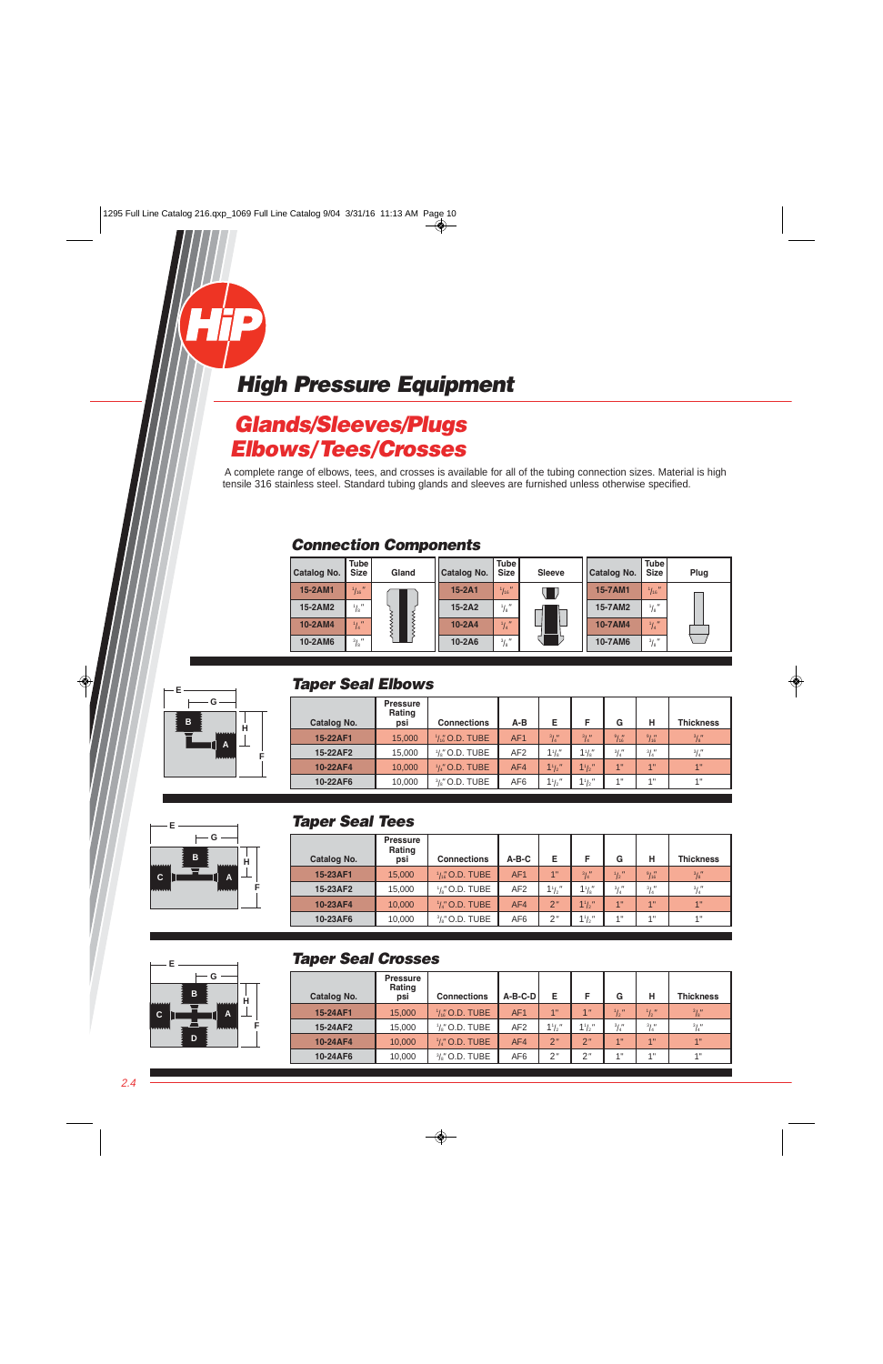# High Pressure Equipment

## Glands/Sleeves/Plugs
## Elbows/Tees/Crosses

A complete range of elbows, tees, and crosses is available for all of the tubing connection sizes. Material is high tensile 316 stainless steel. Standard tubing glands and sleeves are furnished unless otherwise specified.

### Connection Components

| Catalog No. | Tube Size | Gland | Catalog No. | Tube Size | Sleeve | Catalog No. | Tube Size | Plug |
|---|---|---|---|---|---|---|---|---|
| 15-2AM1 | 1/16" | | 15-2A1 | 1/16" | | 15-7AM1 | 1/16" | |
| 15-2AM2 | 1/8" | | 15-2A2 | 1/8" | | 15-7AM2 | 1/8" | |
| 10-2AM4 | 1/4" | | 10-2A4 | 1/4" | | 10-7AM4 | 1/4" | |
| 10-2AM6 | 3/8" | | 10-2A6 | 3/8" | | 10-7AM6 | 3/8" | |

### Taper Seal Elbows

| Catalog No. | Pressure Rating psi | Connections | A-B | E | F | G | H | Thickness |
|---|---|---|---|---|---|---|---|---|
| 15-22AF1 | 15,000 | 1/16" O.D. TUBE | AF1 | 3/4" | 3/4" | 9/16" | 9/16" | 3/8" |
| 15-22AF2 | 15,000 | 1/8" O.D. TUBE | AF2 | 1 1/8" | 1 1/8" | 3/4" | 3/4" | 3/4" |
| 10-22AF4 | 10,000 | 1/4" O.D. TUBE | AF4 | 1 1/2" | 1 1/2" | 1" | 1" | 1" |
| 10-22AF6 | 10,000 | 3/8" O.D. TUBE | AF6 | 1 1/2" | 1 1/2" | 1" | 1" | 1" |

### Taper Seal Tees

| Catalog No. | Pressure Rating psi | Connections | A-B-C | E | F | G | H | Thickness |
|---|---|---|---|---|---|---|---|---|
| 15-23AF1 | 15,000 | 1/16" O.D. TUBE | AF1 | 1" | 3/4" | 1/2" | 9/16" | 3/8" |
| 15-23AF2 | 15,000 | 1/8" O.D. TUBE | AF2 | 1 1/2" | 1 1/8" | 3/4" | 3/4" | 3/4" |
| 10-23AF4 | 10,000 | 1/4" O.D. TUBE | AF4 | 2" | 1 1/2" | 1" | 1" | 1" |
| 10-23AF6 | 10,000 | 3/8" O.D. TUBE | AF6 | 2" | 1 1/2" | 1" | 1" | 1" |

### Taper Seal Crosses

| Catalog No. | Pressure Rating psi | Connections | A-B-C-D | E | F | G | H | Thickness |
|---|---|---|---|---|---|---|---|---|
| 15-24AF1 | 15,000 | 1/16" O.D. TUBE | AF1 | 1" | 1" | 1/2" | 1/2" | 3/8" |
| 15-24AF2 | 15,000 | 1/8" O.D. TUBE | AF2 | 1 1/2" | 1 1/2" | 3/4" | 3/4" | 3/4" |
| 10-24AF4 | 10,000 | 1/4" O.D. TUBE | AF4 | 2" | 2" | 1" | 1" | 1" |
| 10-24AF6 | 10,000 | 3/8" O.D. TUBE | AF6 | 2" | 2" | 1" | 1" | 1" |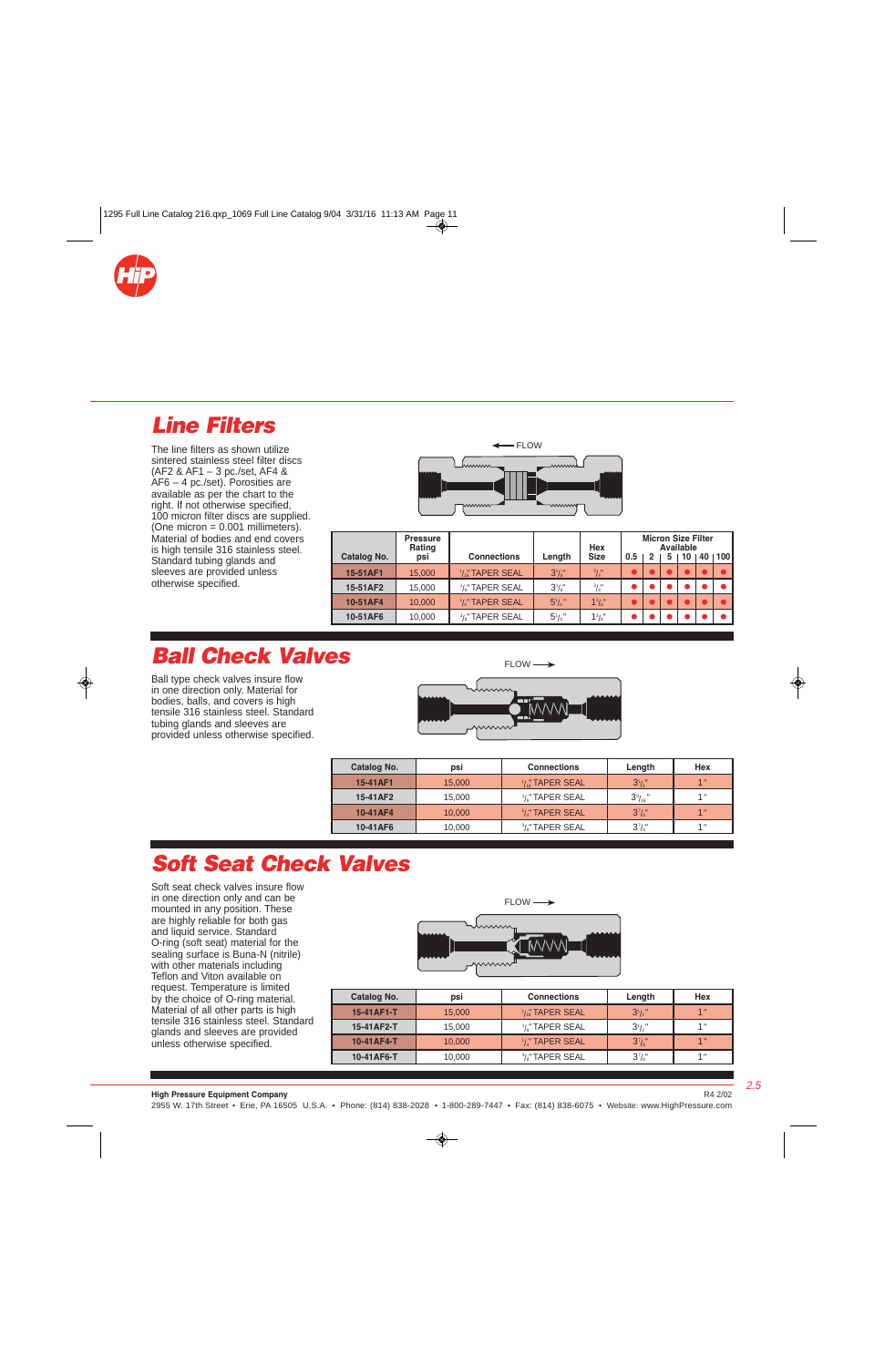## Line Filters

The line filters as shown utilize sintered stainless steel filter discs (AF2 & AF1 – 3 pc./set, AF4 & AF6 – 4 pc./set). Porosities are available as per the chart to the right. If not otherwise specified, 100 micron filter discs are supplied. (One micron = 0.001 millimeters). Material of bodies and end covers is high tensile 316 stainless steel. Standard tubing glands and sleeves are provided unless otherwise specified.

FLOW

| Catalog No. | Pressure Rating psi | Connections | Length | Hex Size | Micron Size Filter Available | | | | | |
|---|---|---|---|---|---|---|---|---|---|---|
| | | | | | 0.5 | 2 | 5 | 10 | 40 | 100 |
| 15-51AF1 | 15,000 | 1/16" TAPER SEAL | 3 1/4" | 3/4" | ● | ● | ● | ● | ● | ● |
| 15-51AF2 | 15,000 | 1/8" TAPER SEAL | 3 1/4" | 3/4" | ● | ● | ● | ● | ● | ● |
| 10-51AF4 | 10,000 | 1/4" TAPER SEAL | 5 1/4" | 1 1/8" | ● | ● | ● | ● | ● | ● |
| 10-51AF6 | 10,000 | 3/8" TAPER SEAL | 5 1/4" | 1 1/8" | ● | ● | ● | ● | ● | ● |

## Ball Check Valves

Ball type check valves insure flow in one direction only. Material for bodies, balls, and covers is high tensile 316 stainless steel. Standard tubing glands and sleeves are provided unless otherwise specified.

FLOW

| Catalog No. | psi | Connections | Length | Hex |
|---|---|---|---|---|
| 15-41AF1 | 15,000 | 1/16" TAPER SEAL | 3 1/8" | 1" |
| 15-41AF2 | 15,000 | 1/8" TAPER SEAL | 3 9/16" | 1" |
| 10-41AF4 | 10,000 | 1/4" TAPER SEAL | 3 7/8" | 1" |
| 10-41AF6 | 10,000 | 3/8" TAPER SEAL | 3 7/8" | 1" |

## Soft Seat Check Valves

Soft seat check valves insure flow in one direction only and can be mounted in any position. These are highly reliable for both gas and liquid service. Standard O-ring (soft seat) material for the sealing surface is Buna-N (nitrile) with other materials including Teflon and Viton available on request. Temperature is limited by the choice of O-ring material. Material of all other parts is high tensile 316 stainless steel. Standard glands and sleeves are provided unless otherwise specified.

FLOW

| Catalog No. | psi | Connections | Length | Hex |
|---|---|---|---|---|
| 15-41AF1-T | 15,000 | 1/16" TAPER SEAL | 3 1/2" | 1" |
| 15-41AF2-T | 15,000 | 1/8" TAPER SEAL | 3 1/2" | 1" |
| 10-41AF4-T | 10,000 | 1/4" TAPER SEAL | 3 7/8" | 1" |
| 10-41AF6-T | 10,000 | 3/8" TAPER SEAL | 3 7/8" | 1" |

**High Pressure Equipment Company**
2955 W. 17th Street • Erie, PA 16505 U.S.A. • Phone: (814) 838-2028 • 1-800-289-7447 • Fax: (814) 838-6075 • Website: www.HighPressure.com

R4 2/02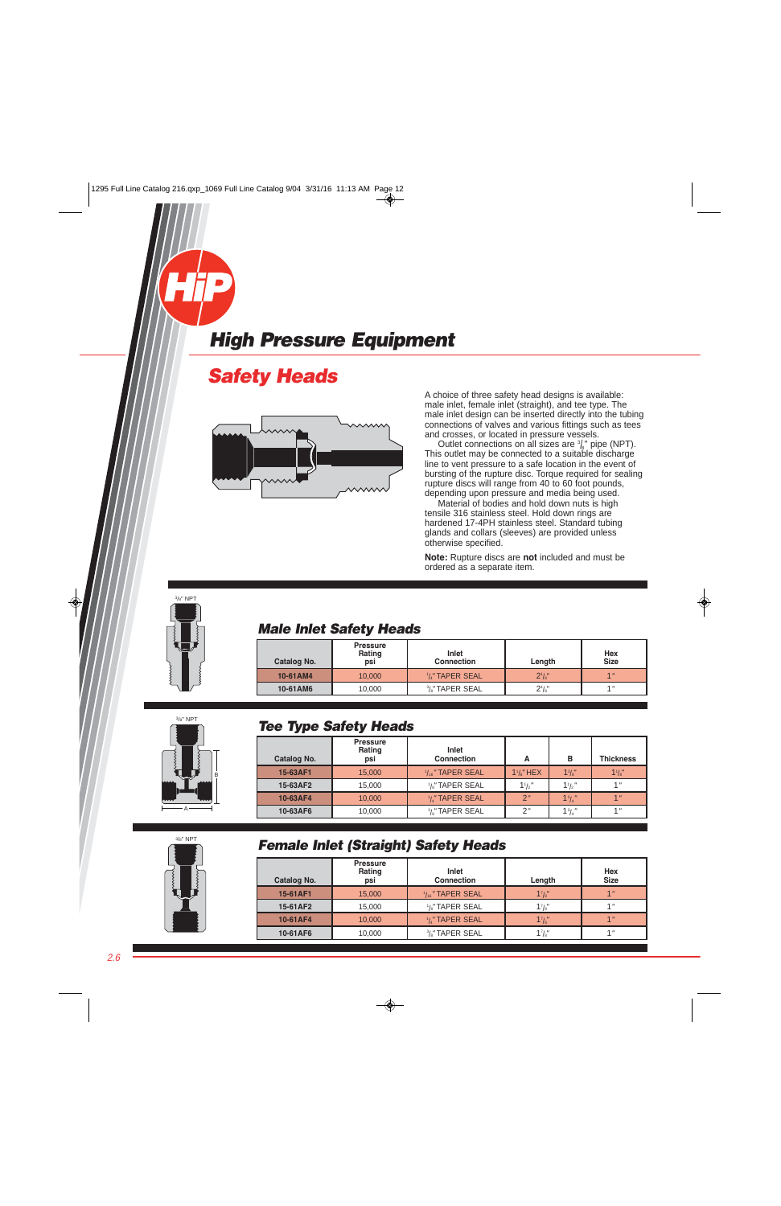# High Pressure Equipment

## Safety Heads

A choice of three safety head designs is available: male inlet, female inlet (straight), and tee type. The male inlet design can be inserted directly into the tubing connections of valves and various fittings such as tees and crosses, or located in pressure vessels.

Outlet connections on all sizes are 1/8" pipe (NPT). This outlet may be connected to a suitable discharge line to vent pressure to a safe location in the event of bursting of the rupture disc. Torque required for sealing rupture discs will range from 40 to 60 foot pounds, depending upon pressure and media being used.

Material of bodies and hold down nuts is high tensile 316 stainless steel. Hold down rings are hardened 17-4PH stainless steel. Standard tubing glands and collars (sleeves) are provided unless otherwise specified.

**Note:** Rupture discs are **not** included and must be ordered as a separate item.

1/8" NPT

### Male Inlet Safety Heads

| Catalog No. | Pressure Rating psi | Inlet Connection | Length | Hex Size |
|---|---|---|---|---|
| 10-61AM4 | 10,000 | 1/4" TAPER SEAL | 2 3/8" | 1" |
| 10-61AM6 | 10,000 | 3/8" TAPER SEAL | 2 1/2" | 1" |

1/8" NPT

### Tee Type Safety Heads

| Catalog No. | Pressure Rating psi | Inlet Connection | A | B | Thickness |
|---|---|---|---|---|---|
| 15-63AF1 | 15,000 | 1/16" TAPER SEAL | 1 3/8" HEX | 1 3/8" | 1 3/8" |
| 15-63AF2 | 15,000 | 1/8" TAPER SEAL | 1 1/2" | 1 1/2" | 1" |
| 10-63AF4 | 10,000 | 1/4" TAPER SEAL | 2" | 1 3/4" | 1" |
| 10-63AF6 | 10,000 | 3/8" TAPER SEAL | 2" | 1 3/4" | 1" |

1/8" NPT

### Female Inlet (Straight) Safety Heads

| Catalog No. | Pressure Rating psi | Inlet Connection | Length | Hex Size |
|---|---|---|---|---|
| 15-61AF1 | 15,000 | 1/16" TAPER SEAL | 1 7/8" | 1" |
| 15-61AF2 | 15,000 | 1/8" TAPER SEAL | 1 7/8" | 1" |
| 10-61AF4 | 10,000 | 1/4" TAPER SEAL | 1 7/8" | 1" |
| 10-61AF6 | 10,000 | 3/8" TAPER SEAL | 1 7/8" | 1" |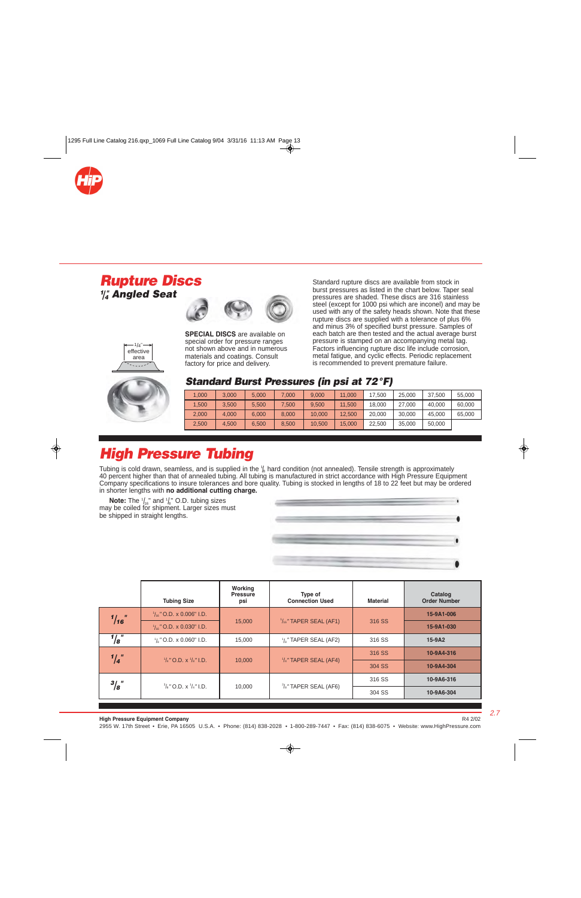## Rupture Discs

### 1/4" Angled Seat

1/4" effective area

**SPECIAL DISCS** are available on special order for pressure ranges not shown above and in numerous materials and coatings. Consult factory for price and delivery.

Standard rupture discs are available from stock in burst pressures as listed in the chart below. Taper seal pressures are shaded. These discs are 316 stainless steel (except for 1000 psi which are inconel) and may be used with any of the safety heads shown. Note that these rupture discs are supplied with a tolerance of plus 6% and minus 3% of specified burst pressure. Samples of each batch are then tested and the actual average burst pressure is stamped on an accompanying metal tag. Factors influencing rupture disc life include corrosion, metal fatigue, and cyclic effects. Periodic replacement is recommended to prevent premature failure.

### Standard Burst Pressures (in psi at 72°F)

| | | | | | | | | | |
|---|---|---|---|---|---|---|---|---|---|
| 1,000 | 3,000 | 5,000 | 7,000 | 9,000 | 11,000 | 17,500 | 25,000 | 37,500 | 55,000 |
| 1,500 | 3,500 | 5,500 | 7,500 | 9,500 | 11,500 | 18,000 | 27,000 | 40,000 | 60,000 |
| 2,000 | 4,000 | 6,000 | 8,000 | 10,000 | 12,500 | 20,000 | 30,000 | 45,000 | 65,000 |
| 2,500 | 4,500 | 6,500 | 8,500 | 10,500 | 15,000 | 22,500 | 35,000 | 50,000 | |

## High Pressure Tubing

Tubing is cold drawn, seamless, and is supplied in the 1/8 hard condition (not annealed). Tensile strength is approximately 40 percent higher than that of annealed tubing. All tubing is manufactured in strict accordance with High Pressure Equipment Company specifications to insure tolerances and bore quality. Tubing is stocked in lengths of 18 to 22 feet but may be ordered in shorter lengths with **no additional cutting charge.**

**Note:** The 1/16" and 1/8" O.D. tubing sizes may be coiled for shipment. Larger sizes must be shipped in straight lengths.

| | Tubing Size | Working Pressure psi | Type of Connection Used | Material | Catalog Order Number |
|---|---|---|---|---|---|
| 1/16" | 1/16" O.D. x 0.006" I.D. | 15,000 | 1/16" TAPER SEAL (AF1) | 316 SS | 15-9A1-006 |
| | 1/16" O.D. x 0.030" I.D. | | | | 15-9A1-030 |
| 1/8" | 1/8" O.D. x 0.060" I.D. | 15,000 | 1/8" TAPER SEAL (AF2) | 316 SS | 15-9A2 |
| 1/4" | 1/4" O.D. x 1/8" I.D. | 10,000 | 1/4" TAPER SEAL (AF4) | 316 SS | 10-9A4-316 |
| | | | | 304 SS | 10-9A4-304 |
| 3/8" | 3/8" O.D. x 1/4" I.D. | 10,000 | 3/8" TAPER SEAL (AF6) | 316 SS | 10-9A6-316 |
| | | | | 304 SS | 10-9A6-304 |

**High Pressure Equipment Company**

R4 2/02

2955 W. 17th Street • Erie, PA 16505 U.S.A. • Phone: (814) 838-2028 • 1-800-289-7447 • Fax: (814) 838-6075 • Website: www.HighPressure.com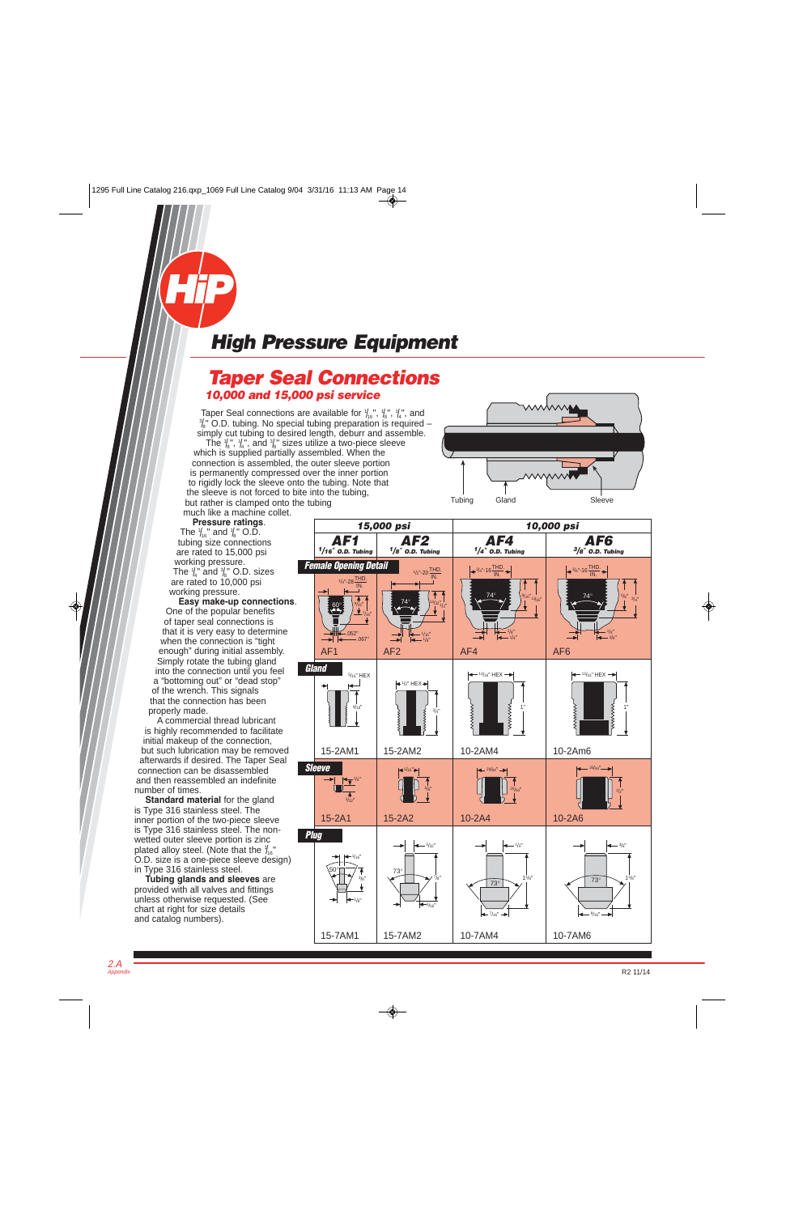# High Pressure Equipment

## Taper Seal Connections

### 10,000 and 15,000 psi service

Taper Seal connections are available for 1/16", 1/8", 1/4", and 3/8" O.D. tubing. No special tubing preparation is required – simply cut tubing to desired length, deburr and assemble. The 1/8", 1/4", and 3/8" sizes utilize a two-piece sleeve which is supplied partially assembled. When the connection is assembled, the outer sleeve portion is permanently compressed over the inner portion to rigidly lock the sleeve onto the tubing. Note that the sleeve is not forced to bite into the tubing, but rather is clamped onto the tubing much like a machine collet.

**Pressure ratings**. The 1/16" and 1/8" O.D. tubing size connections are rated to 15,000 psi working pressure. The 1/4" and 3/8" O.D. sizes are rated to 10,000 psi working pressure.

**Easy make-up connections**. One of the popular benefits of taper seal connections is that it is very easy to determine when the connection is "tight enough" during initial assembly. Simply rotate the tubing gland into the connection until you feel a "bottoming out" or "dead stop" of the wrench. This signals that the connection has been properly made. A commercial thread lubricant is highly recommended to facilitate initial makeup of the connection, but such lubrication may be removed afterwards if desired. The Taper Seal connection can be disassembled and then reassembled an indefinite number of times.

**Standard material** for the gland is Type 316 stainless steel. The inner portion of the two-piece sleeve is Type 316 stainless steel. The non-wetted outer sleeve portion is zinc plated alloy steel. (Note that the 1/16" O.D. size is a one-piece sleeve design) in Type 316 stainless steel.

**Tubing glands and sleeves** are provided with all valves and fittings unless otherwise requested. (See chart at right for size details and catalog numbers).

Tubing — Gland — Sleeve

| | 15,000 psi | | 10,000 psi | |
|---|---|---|---|---|
| | **AF1** 1/16" O.D. Tubing | **AF2** 1/8" O.D. Tubing | **AF4** 1/4" O.D. Tubing | **AF6** 3/8" O.D. Tubing |
| **Female Opening Detail** | AF1 | AF2 | AF4 | AF6 |
| **Gland** | 15-2AM1 | 15-2AM2 | 10-2AM4 | 10-2Am6 |
| **Sleeve** | 15-2A1 | 15-2A2 | 10-2A4 | 10-2A6 |
| **Plug** | 15-7AM1 | 15-7AM2 | 10-7AM4 | 10-7AM6 |

R2 11/14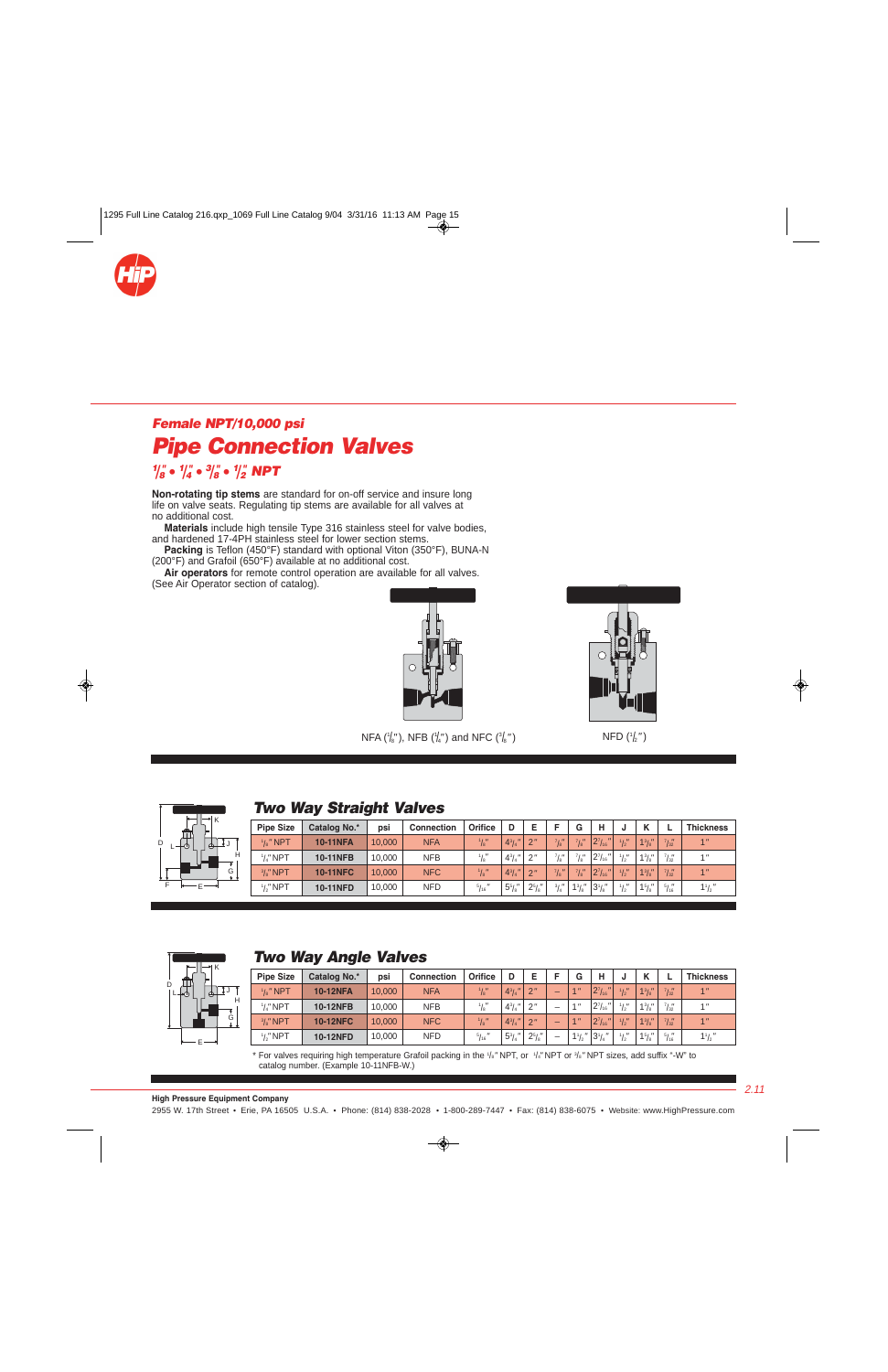## *Female NPT/10,000 psi*

# *Pipe Connection Valves*

### *1/8" • 1/4" • 3/8" • 1/2" NPT*

**Non-rotating tip stems** are standard for on-off service and insure long life on valve seats. Regulating tip stems are available for all valves at no additional cost.

**Materials** include high tensile Type 316 stainless steel for valve bodies, and hardened 17-4PH stainless steel for lower section stems.

**Packing** is Teflon (450°F) standard with optional Viton (350°F), BUNA-N (200°F) and Grafoil (650°F) available at no additional cost.

**Air operators** for remote control operation are available for all valves. (See Air Operator section of catalog).

NFA (1/8"), NFB (1/4") and NFC (3/8")

NFD (1/2")

## *Two Way Straight Valves*

| Pipe Size | Catalog No.* | psi | Connection | Orifice | D | E | F | G | H | J | K | L | Thickness |
|---|---|---|---|---|---|---|---|---|---|---|---|---|---|
| 1/8" NPT | 10-11NFA | 10,000 | NFA | 1/8" | 4 3/4" | 2" | 7/8" | 7/8" | 2 7/16" | 1/2" | 1 3/8" | 7/32" | 1" |
| 1/4" NPT | 10-11NFB | 10,000 | NFB | 1/8" | 4 3/4" | 2" | 7/8" | 7/8" | 2 7/16" | 1/2" | 1 3/8" | 7/32" | 1" |
| 3/8" NPT | 10-11NFC | 10,000 | NFC | 1/8" | 4 3/4" | 2" | 7/8" | 7/8" | 2 7/16" | 1/2" | 1 3/8" | 7/32" | 1" |
| 1/2" NPT | 10-11NFD | 10,000 | NFD | 5/16" | 5 3/8" | 2 5/8" | 3/4" | 1 3/8" | 3 1/8" | 1/2" | 1 5/8" | 5/16" | 1 1/2" |

## *Two Way Angle Valves*

| Pipe Size | Catalog No.* | psi | Connection | Orifice | D | E | F | G | H | J | K | L | Thickness |
|---|---|---|---|---|---|---|---|---|---|---|---|---|---|
| 1/8" NPT | 10-12NFA | 10,000 | NFA | 1/8" | 4 3/4" | 2" | – | 1" | 2 7/16" | 1/2" | 1 3/8" | 7/32" | 1" |
| 1/4" NPT | 10-12NFB | 10,000 | NFB | 1/8" | 4 3/4" | 2" | – | 1" | 2 7/16" | 1/2" | 1 3/8" | 7/32" | 1" |
| 3/8" NPT | 10-12NFC | 10,000 | NFC | 1/8" | 4 3/4" | 2" | – | 1" | 2 7/16" | 1/2" | 1 3/8" | 7/32" | 1" |
| 1/2" NPT | 10-12NFD | 10,000 | NFD | 5/16" | 5 3/8" | 2 5/8" | – | 1 1/2" | 3 1/4" | 1/2" | 1 5/8" | 5/16" | 1 1/2" |

\* For valves requiring high temperature Grafoil packing in the 1/8" NPT, or 1/4" NPT or 3/8" NPT sizes, add suffix "-W" to catalog number. (Example 10-11NFB-W.)

**High Pressure Equipment Company**

2955 W. 17th Street • Erie, PA 16505 U.S.A. • Phone: (814) 838-2028 • 1-800-289-7447 • Fax: (814) 838-6075 • Website: www.HighPressure.com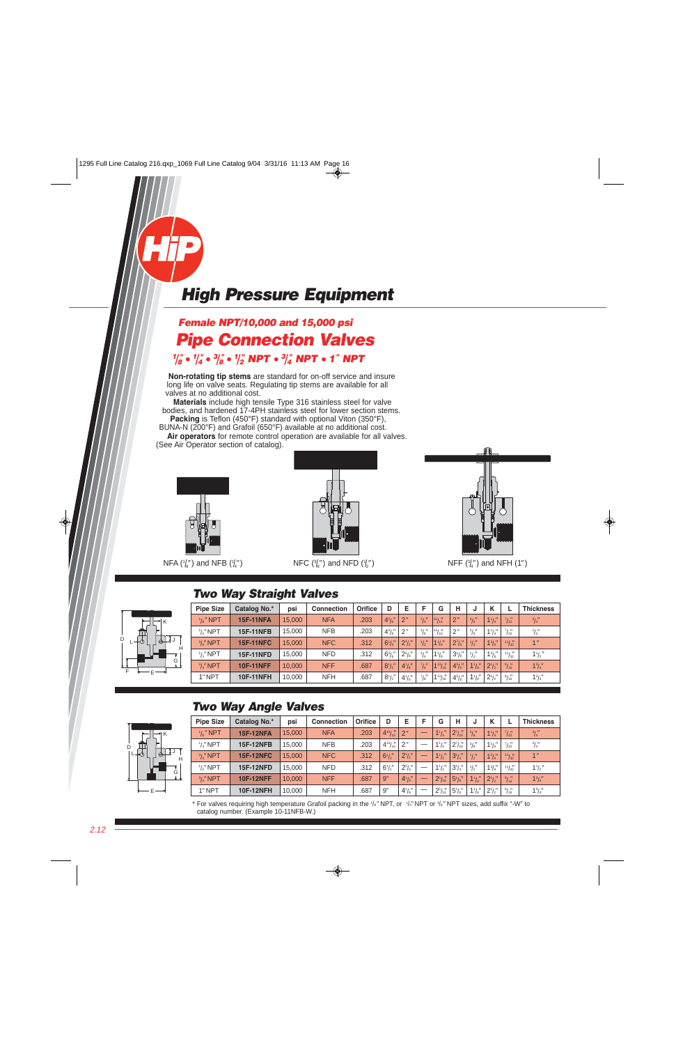# High Pressure Equipment

## Female NPT/10,000 and 15,000 psi

## Pipe Connection Valves

### 1/8" • 1/4" • 3/8" • 1/2" NPT • 3/4" NPT • 1" NPT

**Non-rotating tip stems** are standard for on-off service and insure long life on valve seats. Regulating tip stems are available for all valves at no additional cost.

**Materials** include high tensile Type 316 stainless steel for valve bodies, and hardened 17-4PH stainless steel for lower section stems.

**Packing** is Teflon (450°F) standard with optional Viton (350°F), BUNA-N (200°F) and Grafoil (650°F) available at no additional cost.

**Air operators** for remote control operation are available for all valves. (See Air Operator section of catalog).

NFA (1/8") and NFB (1/4")

NFC (3/8") and NFD (1/2")

NFF (3/4") and NFH (1")

## Two Way Straight Valves

| Pipe Size | Catalog No.* | psi | Connection | Orifice | D | E | F | G | H | J | K | L | Thickness |
|---|---|---|---|---|---|---|---|---|---|---|---|---|---|
| 1/8" NPT | 15F-11NFA | 15,000 | NFA | .203 | 4 3/8" | 2" | 3/8" | 13/16" | 2" | 3/8" | 1 1/4" | 7/32" | 3/4" |
| 1/4" NPT | 15F-11NFB | 15,000 | NFB | .203 | 4 3/8" | 2" | 3/8" | 13/16" | 2" | 3/8" | 1 1/4" | 7/32" | 3/4" |
| 3/8" NPT | 15F-11NFC | 15,000 | NFC | .312 | 6 1/8" | 2 1/2" | 1/2" | 1 1/8" | 2 7/8" | 1/2" | 1 3/8" | 13/32" | 1" |
| 1/2" NPT | 15F-11NFD | 15,000 | NFD | .312 | 6 1/8" | 2 5/8" | 1/2" | 1 1/8" | 3 1/4" | 1/2" | 1 3/8" | 13/32" | 1 1/2" |
| 3/4" NPT | 10F-11NFF | 10,000 | NFF | .687 | 8 1/2" | 4 1/8" | 7/8" | 1 13/16" | 4 3/8" | 1 1/16" | 2 1/2" | 9/16" | 1 3/4" |
| 1" NPT | 10F-11NFH | 10,000 | NFH | .687 | 8 1/2" | 4 1/8" | 7/8" | 1 13/16" | 4 3/8" | 1 1/16" | 2 1/2" | 9/16" | 1 3/4" |

## Two Way Angle Valves

| Pipe Size | Catalog No.* | psi | Connection | Orifice | D | E | F | G | H | J | K | L | Thickness |
|---|---|---|---|---|---|---|---|---|---|---|---|---|---|
| 1/8" NPT | 15F-12NFA | 15,000 | NFA | .203 | 4 13/32" | 2" | — | 1 1/4" | 2 7/32" | 3/8" | 1 1/4" | 7/32" | 3/4" |
| 1/4" NPT | 15F-12NFB | 15,000 | NFB | .203 | 4 13/32" | 2" | — | 1 1/4" | 2 7/32" | 3/8" | 1 1/4" | 7/32" | 3/4" |
| 3/8" NPT | 15F-12NFC | 15,000 | NFC | .312 | 6 1/2" | 2 1/2" | — | 1 1/2" | 3 1/4" | 1/2" | 1 3/8" | 13/32" | 1" |
| 1/2" NPT | 15F-12NFD | 15,000 | NFD | .312 | 6 1/2" | 2 5/8" | — | 1 1/2" | 3 1/4" | 1/2" | 1 3/8" | 13/32" | 1 1/2" |
| 3/4" NPT | 10F-12NFF | 10,000 | NFF | .687 | 9" | 4 1/8" | — | 2 5/16" | 5 1/8" | 1 1/16" | 2 1/2" | 9/16" | 1 3/4" |
| 1" NPT | 10F-12NFH | 10,000 | NFH | .687 | 9" | 4 1/8" | — | 2 5/16" | 5 1/8" | 1 1/16" | 2 1/2" | 9/16" | 1 3/4" |

\* For valves requiring high temperature Grafoil packing in the 1/8" NPT, or 1/4" NPT or 3/8" NPT sizes, add suffix "-W" to catalog number. (Example 10-11NFB-W.)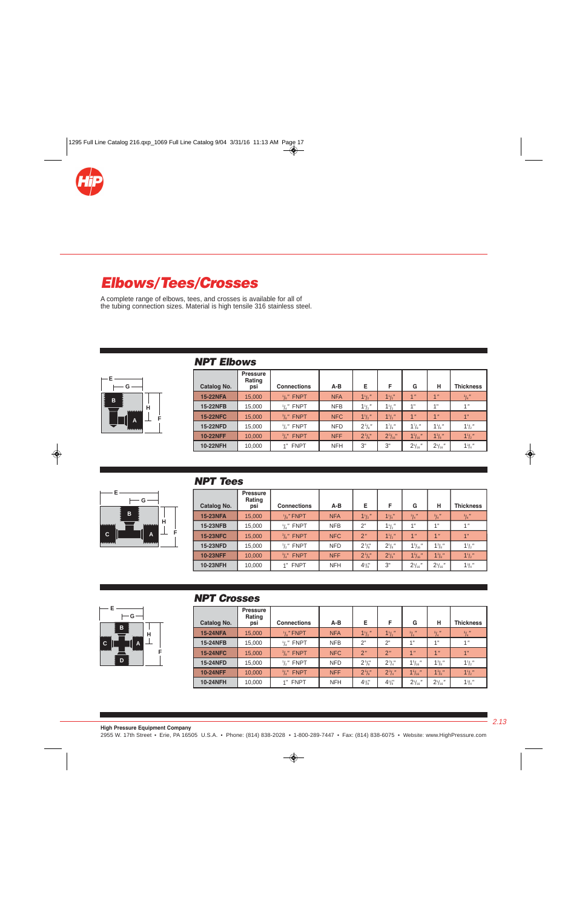# Elbows/Tees/Crosses

A complete range of elbows, tees, and crosses is available for all of the tubing connection sizes. Material is high tensile 316 stainless steel.

## NPT Elbows

| Catalog No. | Pressure Rating psi | Connections | A-B | E | F | G | H | Thickness |
|---|---|---|---|---|---|---|---|---|
| 15-22NFA | 15,000 | 1/8" FNPT | NFA | 1 1/2" | 1 1/2" | 1" | 1" | 3/4" |
| 15-22NFB | 15,000 | 1/4" FNPT | NFB | 1 1/2" | 1 1/2" | 1" | 1" | 1" |
| 15-22NFC | 15,000 | 3/8" FNPT | NFC | 1 1/2" | 1 1/2" | 1" | 1" | 1" |
| 15-22NFD | 15,000 | 1/2" FNPT | NFD | 2 1/4" | 1 7/8" | 1 1/8" | 1 1/8" | 1 1/2" |
| 10-22NFF | 10,000 | 3/4" FNPT | NFF | 2 5/8" | 2 5/16" | 1 5/16" | 1 3/8" | 1 1/2" |
| 10-22NFH | 10,000 | 1" FNPT | NFH | 3" | 3" | 2 1/16" | 2 1/16" | 1 3/4" |

## NPT Tees

| Catalog No. | Pressure Rating psi | Connections | A-B | E | F | G | H | Thickness |
|---|---|---|---|---|---|---|---|---|
| 15-23NFA | 15,000 | 1/8" FNPT | NFA | 1 1/2" | 1 1/8" | 3/4" | 3/4" | 3/4" |
| 15-23NFB | 15,000 | 1/4" FNPT | NFB | 2" | 1 1/2" | 1" | 1" | 1" |
| 15-23NFC | 15,000 | 3/8" FNPT | NFC | 2" | 1 1/2" | 1" | 1" | 1" |
| 15-23NFD | 15,000 | 1/2" FNPT | NFD | 2 5/8" | 2 1/8" | 1 5/16" | 1 3/8" | 1 1/2" |
| 10-23NFF | 10,000 | 3/4" FNPT | NFF | 2 5/8" | 2 1/8" | 1 5/16" | 1 3/8" | 1 1/2" |
| 10-23NFH | 10,000 | 1" FNPT | NFH | 4 1/8" | 3" | 2 1/16" | 2 1/16" | 1 3/4" |

## NPT Crosses

| Catalog No. | Pressure Rating psi | Connections | A-B | E | F | G | H | Thickness |
|---|---|---|---|---|---|---|---|---|
| 15-24NFA | 15,000 | 1/8" FNPT | NFA | 1 1/2" | 1 1/2" | 3/4" | 3/4" | 3/4" |
| 15-24NFB | 15,000 | 1/4" FNPT | NFB | 2" | 2" | 1" | 1" | 1" |
| 15-24NFC | 15,000 | 3/8" FNPT | NFC | 2" | 2" | 1" | 1" | 1" |
| 15-24NFD | 15,000 | 1/2" FNPT | NFD | 2 5/8" | 2 5/8" | 1 5/16" | 1 3/8" | 1 1/2" |
| 10-24NFF | 10,000 | 3/4" FNPT | NFF | 2 5/8" | 2 5/8" | 1 5/16" | 1 3/8" | 1 1/2" |
| 10-24NFH | 10,000 | 1" FNPT | NFH | 4 1/8" | 4 1/8" | 2 1/16" | 2 1/16" | 1 3/4" |

**High Pressure Equipment Company**
2955 W. 17th Street • Erie, PA 16505 U.S.A. • Phone: (814) 838-2028 • 1-800-289-7447 • Fax: (814) 838-6075 • Website: www.HighPressure.com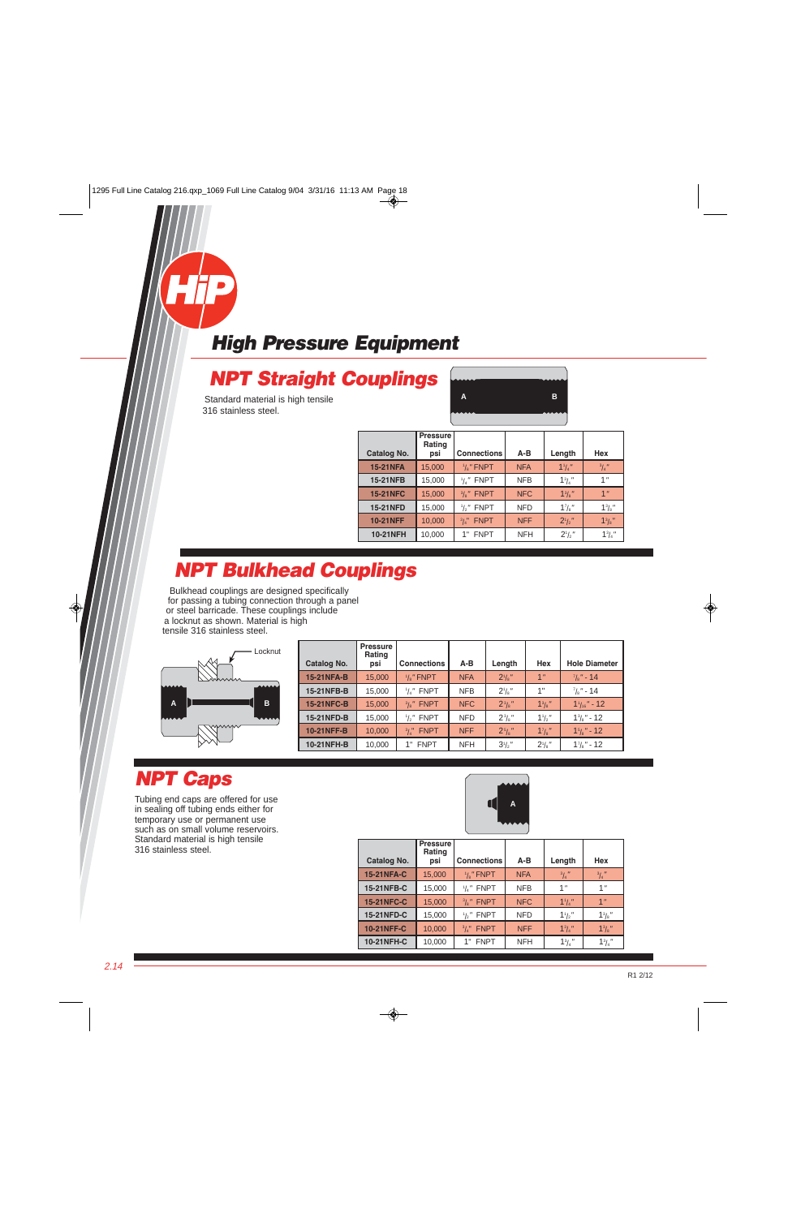# High Pressure Equipment

## NPT Straight Couplings

Standard material is high tensile 316 stainless steel.

| Catalog No. | Pressure Rating psi | Connections | A-B | Length | Hex |
|---|---|---|---|---|---|
| 15-21NFA | 15,000 | 1/8" FNPT | NFA | 1 1/2" | 5/8" |
| 15-21NFB | 15,000 | 1/4" FNPT | NFB | 1 3/4" | 1" |
| 15-21NFC | 15,000 | 3/8" FNPT | NFC | 1 3/4" | 1" |
| 15-21NFD | 15,000 | 1/2" FNPT | NFD | 1 7/8" | 1 3/16" |
| 10-21NFF | 10,000 | 3/4" FNPT | NFF | 2 5/16" | 1 3/8" |
| 10-21NFH | 10,000 | 1" FNPT | NFH | 2 1/2" | 1 7/8" |

## NPT Bulkhead Couplings

Bulkhead couplings are designed specifically for passing a tubing connection through a panel or steel barricade. These couplings include a locknut as shown. Material is high tensile 316 stainless steel.

| Catalog No. | Pressure Rating psi | Connections | A-B | Length | Hex | Hole Diameter |
|---|---|---|---|---|---|---|
| 15-21NFA-B | 15,000 | 1/8" FNPT | NFA | 2 1/8" | 1" | 7/8" - 14 |
| 15-21NFB-B | 15,000 | 1/4" FNPT | NFB | 2 1/8" | 1" | 7/8" - 14 |
| 15-21NFC-B | 15,000 | 3/8" FNPT | NFC | 2 3/8" | 1 3/8" | 1 3/16" - 12 |
| 15-21NFD-B | 15,000 | 1/2" FNPT | NFD | 2 3/8" | 1 1/2" | 1 3/8" - 12 |
| 10-21NFF-B | 10,000 | 3/4" FNPT | NFF | 2 5/8" | 1 7/8" | 1 5/8" - 12 |
| 10-21NFH-B | 10,000 | 1" FNPT | NFH | 3 1/2" | 2 3/8" | 1 7/8" - 12 |

## NPT Caps

Tubing end caps are offered for use in sealing off tubing ends either for temporary use or permanent use such as on small volume reservoirs. Standard material is high tensile 316 stainless steel.

| Catalog No. | Pressure Rating psi | Connections | A-B | Length | Hex |
|---|---|---|---|---|---|
| 15-21NFA-C | 15,000 | 1/8" FNPT | NFA | 3/4" | 5/8" |
| 15-21NFB-C | 15,000 | 1/4" FNPT | NFB | 1" | 1" |
| 15-21NFC-C | 15,000 | 3/8" FNPT | NFC | 1 1/4" | 1" |
| 15-21NFD-C | 15,000 | 1/2" FNPT | NFD | 1 1/2" | 1 3/8" |
| 10-21NFF-C | 10,000 | 3/4" FNPT | NFF | 1 3/4" | 1 3/8" |
| 10-21NFH-C | 10,000 | 1" FNPT | NFH | 1 3/4" | 1 3/4" |

R1 2/12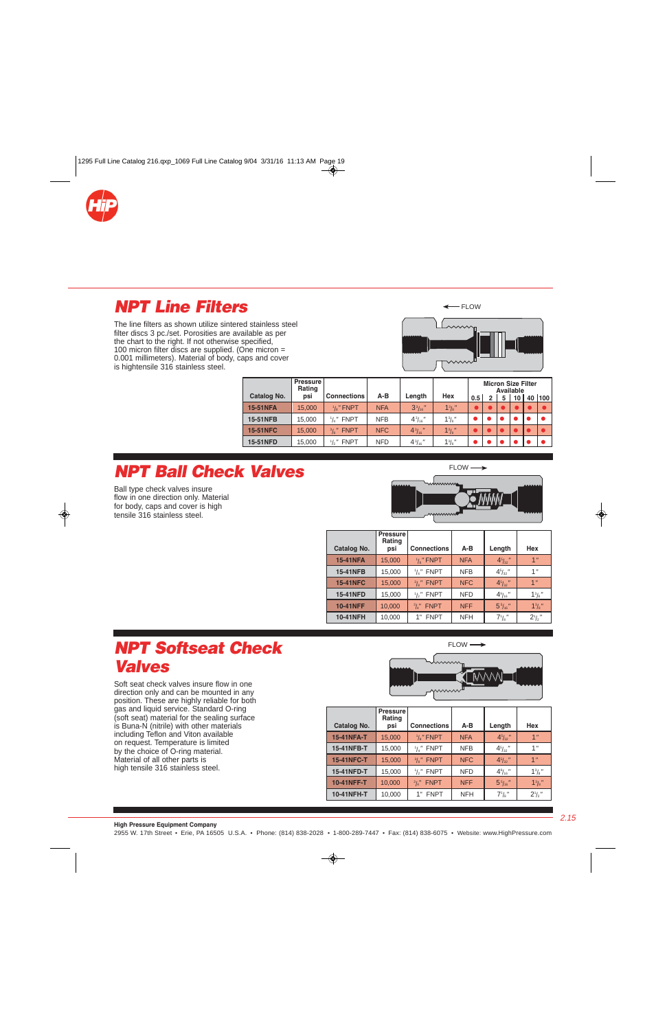## NPT Line Filters

The line filters as shown utilize sintered stainless steel filter discs 3 pc./set. Porosities are available as per the chart to the right. If not otherwise specified, 100 micron filter discs are supplied. (One micron = 0.001 millimeters). Material of body, caps and cover is hightensile 316 stainless steel.

← FLOW

| Catalog No. | Pressure Rating psi | Connections | A-B | Length | Hex | Micron Size Filter Available | | | | | |
|---|---|---|---|---|---|---|---|---|---|---|---|
| | | | | | | 0.5 | 2 | 5 | 10 | 40 | 100 |
| 15-51NFA | 15,000 | 1/8" FNPT | NFA | 3 13/16" | 1 3/8" | ● | ● | ● | ● | ● | ● |
| 15-51NFB | 15,000 | 1/4" FNPT | NFB | 4 3/16" | 1 3/8" | ● | ● | ● | ● | ● | ● |
| 15-51NFC | 15,000 | 3/8" FNPT | NFC | 4 3/16" | 1 3/8" | ● | ● | ● | ● | ● | ● |
| 15-51NFD | 15,000 | 1/2" FNPT | NFD | 4 3/16" | 1 3/8" | ● | ● | ● | ● | ● | ● |

## NPT Ball Check Valves

Ball type check valves insure flow in one direction only. Material for body, caps and cover is high tensile 316 stainless steel.

FLOW →

| Catalog No. | Pressure Rating psi | Connections | A-B | Length | Hex |
|---|---|---|---|---|---|
| 15-41NFA | 15,000 | 1/8" FNPT | NFA | 4 5/32" | 1" |
| 15-41NFB | 15,000 | 1/4" FNPT | NFB | 4 5/32" | 1" |
| 15-41NFC | 15,000 | 3/8" FNPT | NFC | 4 5/32" | 1" |
| 15-41NFD | 15,000 | 1/2" FNPT | NFD | 4 9/16" | 1 3/8" |
| 10-41NFF | 10,000 | 3/4" FNPT | NFF | 5 3/16" | 1 3/8" |
| 10-41NFH | 10,000 | 1" FNPT | NFH | 7 1/8" | 2 1/2" |

## NPT Softseat Check Valves

Soft seat check valves insure flow in one direction only and can be mounted in any position. These are highly reliable for both gas and liquid service. Standard O-ring (soft seat) material for the sealing surface is Buna-N (nitrile) with other materials including Teflon and Viton available on request. Temperature is limited by the choice of O-ring material. Material of all other parts is high tensile 316 stainless steel.

FLOW →

| Catalog No. | Pressure Rating psi | Connections | A-B | Length | Hex |
|---|---|---|---|---|---|
| 15-41NFA-T | 15,000 | 1/8" FNPT | NFA | 4 5/32" | 1" |
| 15-41NFB-T | 15,000 | 1/4" FNPT | NFB | 4 5/32" | 1" |
| 15-41NFC-T | 15,000 | 3/8" FNPT | NFC | 4 5/32" | 1" |
| 15-41NFD-T | 15,000 | 1/2" FNPT | NFD | 4 9/16" | 1 3/8" |
| 10-41NFF-T | 10,000 | 3/4" FNPT | NFF | 5 3/16" | 1 3/8" |
| 10-41NFH-T | 10,000 | 1" FNPT | NFH | 7 1/8" | 2 1/2" |

**High Pressure Equipment Company**
2955 W. 17th Street • Erie, PA 16505 U.S.A. • Phone: (814) 838-2028 • 1-800-289-7447 • Fax: (814) 838-6075 • Website: www.HighPressure.com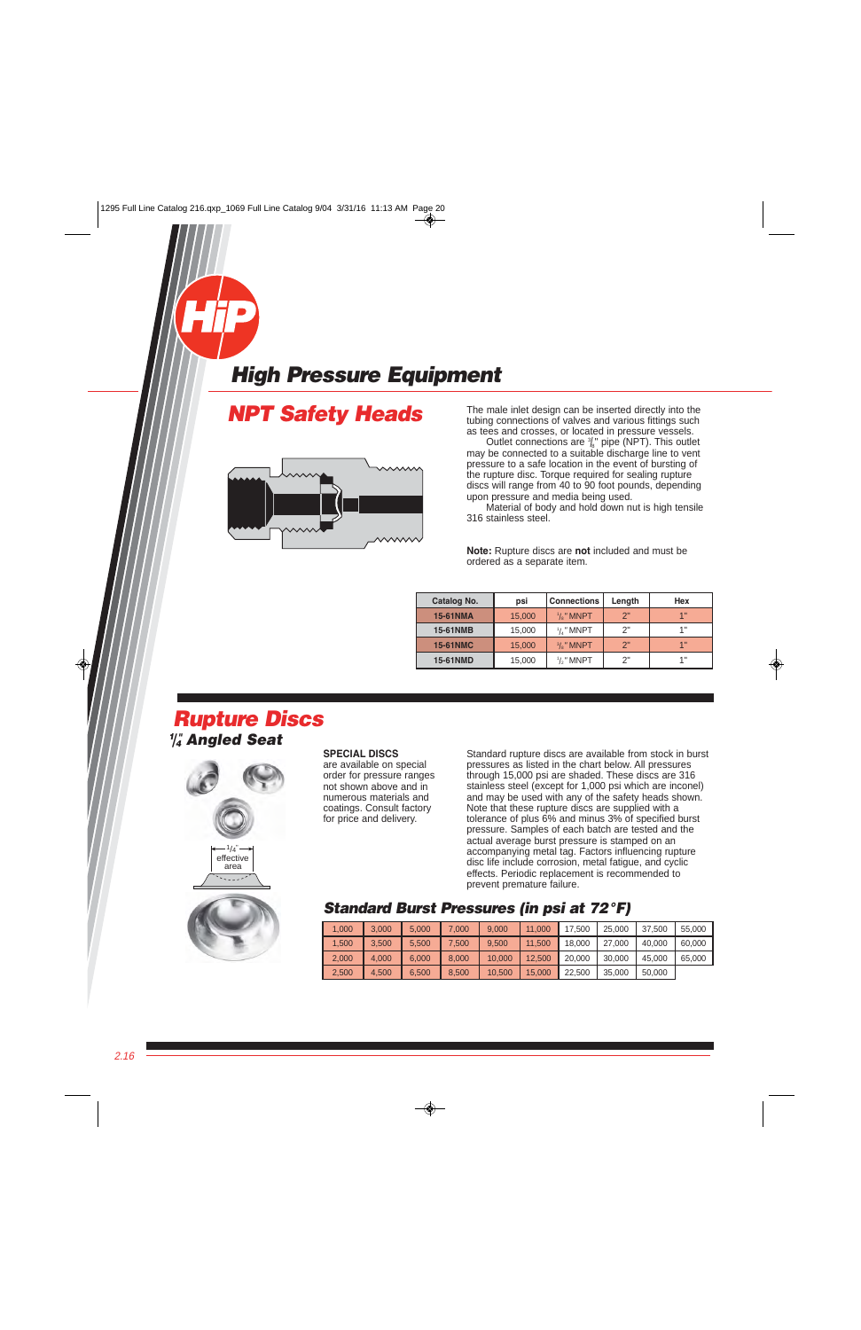# High Pressure Equipment

## NPT Safety Heads

The male inlet design can be inserted directly into the tubing connections of valves and various fittings such as tees and crosses, or located in pressure vessels.

Outlet connections are 3/8" pipe (NPT). This outlet may be connected to a suitable discharge line to vent pressure to a safe location in the event of bursting of the rupture disc. Torque required for sealing rupture discs will range from 40 to 90 foot pounds, depending upon pressure and media being used.

Material of body and hold down nut is high tensile 316 stainless steel.

**Note:** Rupture discs are **not** included and must be ordered as a separate item.

| Catalog No. | psi | Connections | Length | Hex |
|---|---|---|---|---|
| 15-61NMA | 15,000 | 1/8" MNPT | 2" | 1" |
| 15-61NMB | 15,000 | 1/4" MNPT | 2" | 1" |
| 15-61NMC | 15,000 | 3/8" MNPT | 2" | 1" |
| 15-61NMD | 15,000 | 1/2" MNPT | 2" | 1" |

## Rupture Discs

### 1/4" Angled Seat

1/4" effective area

**SPECIAL DISCS** are available on special order for pressure ranges not shown above and in numerous materials and coatings. Consult factory for price and delivery.

Standard rupture discs are available from stock in burst pressures as listed in the chart below. All pressures through 15,000 psi are shaded. These discs are 316 stainless steel (except for 1,000 psi which are inconel) and may be used with any of the safety heads shown. Note that these rupture discs are supplied with a tolerance of plus 6% and minus 3% of specified burst pressure. Samples of each batch are tested and the actual average burst pressure is stamped on an accompanying metal tag. Factors influencing rupture disc life include corrosion, metal fatigue, and cyclic effects. Periodic replacement is recommended to prevent premature failure.

### Standard Burst Pressures (in psi at 72°F)

| | | | | | | | | | |
|---|---|---|---|---|---|---|---|---|---|
| 1,000 | 3,000 | 5,000 | 7,000 | 9,000 | 11,000 | 17,500 | 25,000 | 37,500 | 55,000 |
| 1,500 | 3,500 | 5,500 | 7,500 | 9,500 | 11,500 | 18,000 | 27,000 | 40,000 | 60,000 |
| 2,000 | 4,000 | 6,000 | 8,000 | 10,000 | 12,500 | 20,000 | 30,000 | 45,000 | 65,000 |
| 2,500 | 4,500 | 6,500 | 8,500 | 10,500 | 15,000 | 22,500 | 35,000 | 50,000 | |